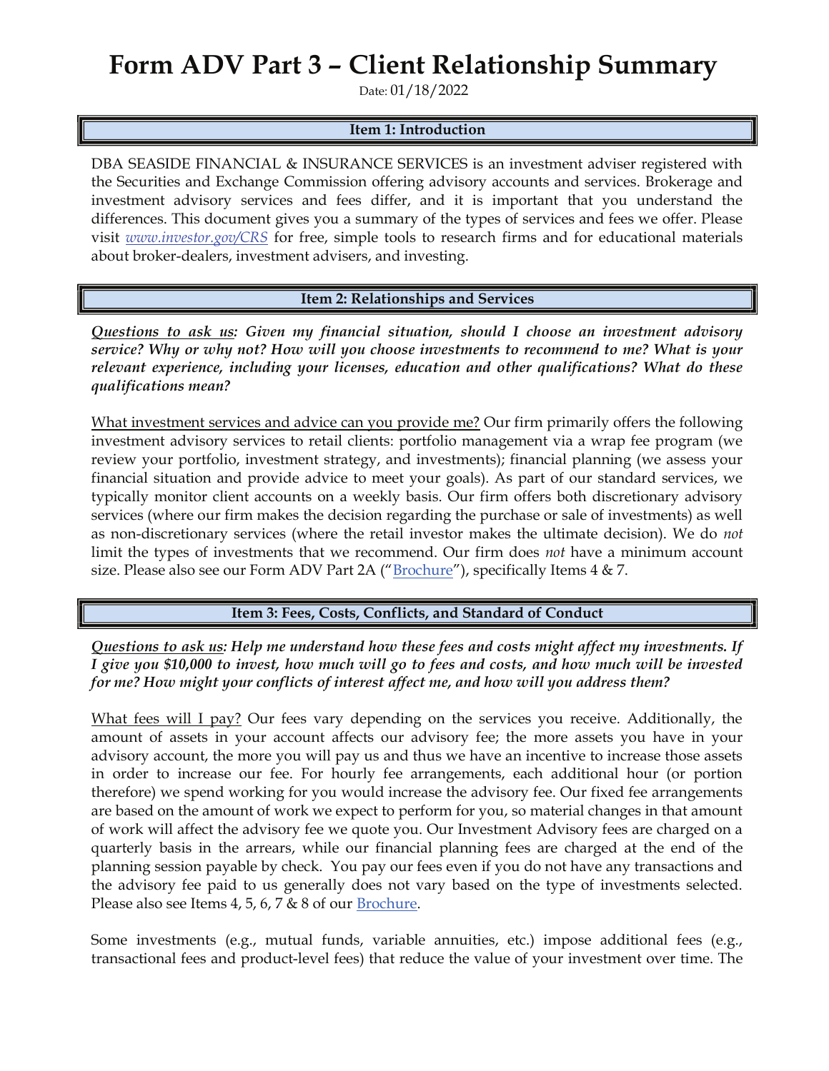# Form ADV Part 3 – Client Relationship Summary

Date: 01/18/2022

## Item 1: Introduction

DBA SEASIDE FINANCIAL & INSURANCE SERVICES is an investment adviser registered with the Securities and Exchange Commission offering advisory accounts and services. Brokerage and investment advisory services and fees differ, and it is important that you understand the differences. This document gives you a summary of the types of services and fees we offer. Please visit *www.investor.gov/CRS* for free, simple tools to research firms and for educational materials about broker-dealers, investment advisers, and investing.

## Item 2: Relationships and Services

***Questions to ask us: Given my financial situation, should I choose an investment advisory service? Why or why not? How will you choose investments to recommend to me? What is your relevant experience, including your licenses, education and other qualifications? What do these qualifications mean?***

What investment services and advice can you provide me? Our firm primarily offers the following investment advisory services to retail clients: portfolio management via a wrap fee program (we review your portfolio, investment strategy, and investments); financial planning (we assess your financial situation and provide advice to meet your goals). As part of our standard services, we typically monitor client accounts on a weekly basis. Our firm offers both discretionary advisory services (where our firm makes the decision regarding the purchase or sale of investments) as well as non-discretionary services (where the retail investor makes the ultimate decision). We do *not* limit the types of investments that we recommend. Our firm does *not* have a minimum account size. Please also see our Form ADV Part 2A ("Brochure"), specifically Items 4 & 7.

## Item 3: Fees, Costs, Conflicts, and Standard of Conduct

***Questions to ask us: Help me understand how these fees and costs might affect my investments. If I give you $10,000 to invest, how much will go to fees and costs, and how much will be invested for me? How might your conflicts of interest affect me, and how will you address them?***

What fees will I pay? Our fees vary depending on the services you receive. Additionally, the amount of assets in your account affects our advisory fee; the more assets you have in your advisory account, the more you will pay us and thus we have an incentive to increase those assets in order to increase our fee. For hourly fee arrangements, each additional hour (or portion therefore) we spend working for you would increase the advisory fee. Our fixed fee arrangements are based on the amount of work we expect to perform for you, so material changes in that amount of work will affect the advisory fee we quote you. Our Investment Advisory fees are charged on a quarterly basis in the arrears, while our financial planning fees are charged at the end of the planning session payable by check. You pay our fees even if you do not have any transactions and the advisory fee paid to us generally does not vary based on the type of investments selected. Please also see Items 4, 5, 6, 7 & 8 of our Brochure.

Some investments (e.g., mutual funds, variable annuities, etc.) impose additional fees (e.g., transactional fees and product-level fees) that reduce the value of your investment over time. The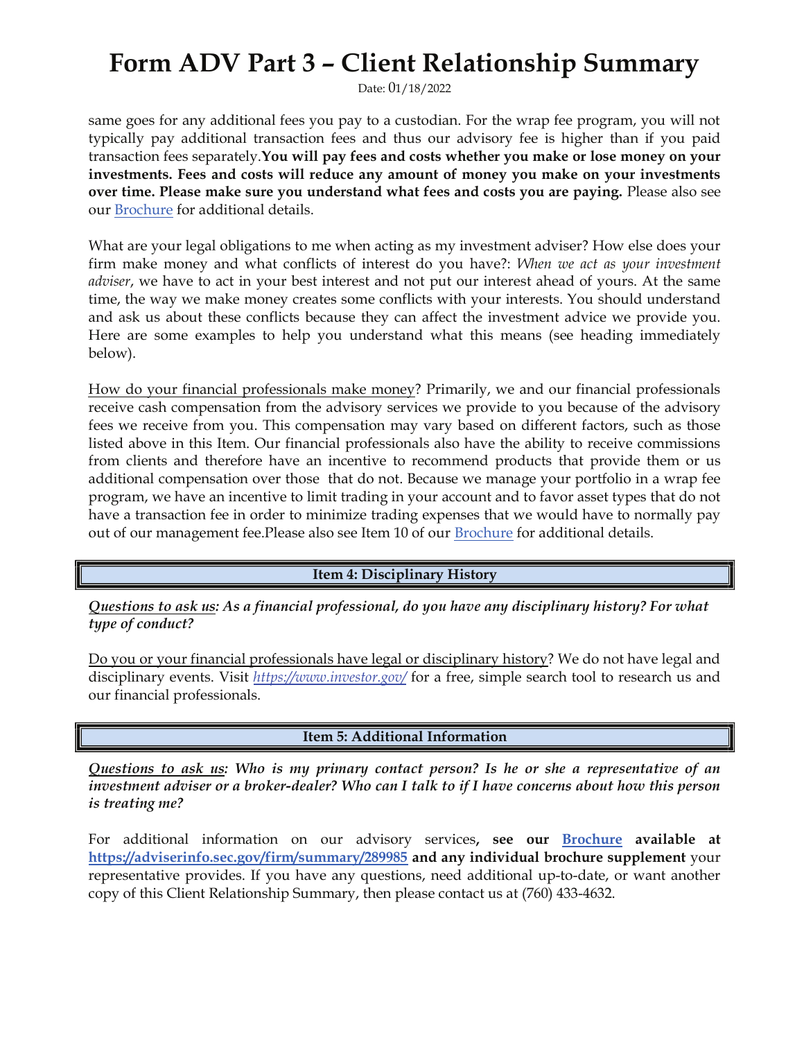same goes for any additional fees you pay to a custodian. For the wrap fee program, you will not typically pay additional transaction fees and thus our advisory fee is higher than if you paid transaction fees separately.**You will pay fees and costs whether you make or lose money on your investments. Fees and costs will reduce any amount of money you make on your investments over time. Please make sure you understand what fees and costs you are paying.** Please also see our Brochure for additional details.

What are your legal obligations to me when acting as my investment adviser? How else does your firm make money and what conflicts of interest do you have?: *When we act as your investment adviser*, we have to act in your best interest and not put our interest ahead of yours. At the same time, the way we make money creates some conflicts with your interests. You should understand and ask us about these conflicts because they can affect the investment advice we provide you. Here are some examples to help you understand what this means (see heading immediately below).

How do your financial professionals make money? Primarily, we and our financial professionals receive cash compensation from the advisory services we provide to you because of the advisory fees we receive from you. This compensation may vary based on different factors, such as those listed above in this Item. Our financial professionals also have the ability to receive commissions from clients and therefore have an incentive to recommend products that provide them or us additional compensation over those that do not. Because we manage your portfolio in a wrap fee program, we have an incentive to limit trading in your account and to favor asset types that do not have a transaction fee in order to minimize trading expenses that we would have to normally pay out of our management fee.Please also see Item 10 of our Brochure for additional details.

## Item 4: Disciplinary History

***Questions to ask us: As a financial professional, do you have any disciplinary history? For what type of conduct?***

Do you or your financial professionals have legal or disciplinary history? We do not have legal and disciplinary events. Visit *https://www.investor.gov/* for a free, simple search tool to research us and our financial professionals.

## Item 5: Additional Information

***Questions to ask us: Who is my primary contact person? Is he or she a representative of an investment adviser or a broker-dealer? Who can I talk to if I have concerns about how this person is treating me?***

For additional information on our advisory services**, see our Brochure available at https://adviserinfo.sec.gov/firm/summary/289985 and any individual brochure supplement** your representative provides. If you have any questions, need additional up-to-date, or want another copy of this Client Relationship Summary, then please contact us at (760) 433-4632.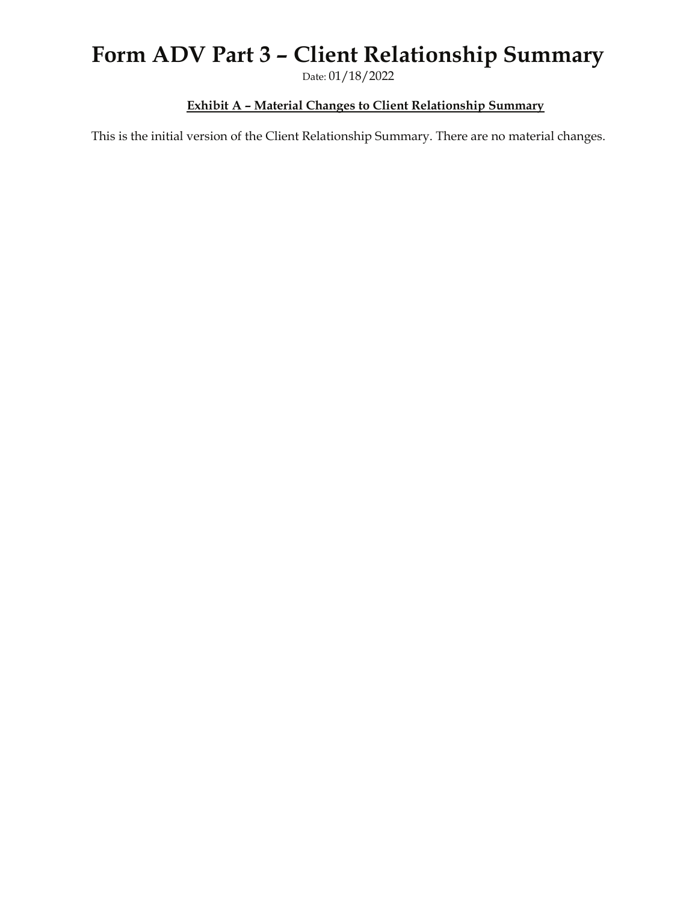# Form ADV Part 3 – Client Relationship Summary

Date: 01/18/2022

**Exhibit A – Material Changes to Client Relationship Summary**

This is the initial version of the Client Relationship Summary. There are no material changes.